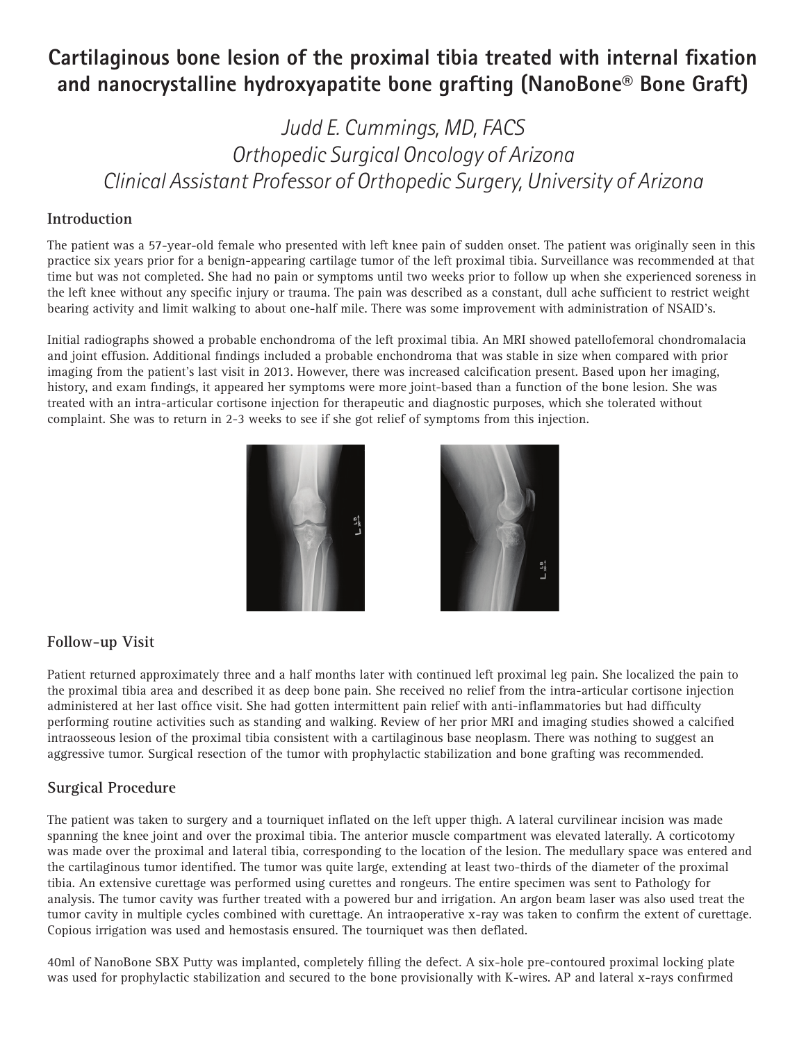# Cartilaginous bone lesion of the proximal tibia treated with internal fixation and nanocrystalline hydroxyapatite bone grafting (NanoBone® Bone Graft)

*Judd E. Cummings, MD, FACS*
*Orthopedic Surgical Oncology of Arizona*
*Clinical Assistant Professor of Orthopedic Surgery, University of Arizona*

## Introduction

The patient was a 57-year-old female who presented with left knee pain of sudden onset. The patient was originally seen in this practice six years prior for a benign-appearing cartilage tumor of the left proximal tibia. Surveillance was recommended at that time but was not completed. She had no pain or symptoms until two weeks prior to follow up when she experienced soreness in the left knee without any specific injury or trauma. The pain was described as a constant, dull ache sufficient to restrict weight bearing activity and limit walking to about one-half mile. There was some improvement with administration of NSAID's.

Initial radiographs showed a probable enchondroma of the left proximal tibia. An MRI showed patellofemoral chondromalacia and joint effusion. Additional findings included a probable enchondroma that was stable in size when compared with prior imaging from the patient's last visit in 2013. However, there was increased calcification present. Based upon her imaging, history, and exam findings, it appeared her symptoms were more joint-based than a function of the bone lesion. She was treated with an intra-articular cortisone injection for therapeutic and diagnostic purposes, which she tolerated without complaint. She was to return in 2-3 weeks to see if she got relief of symptoms from this injection.

## Follow-up Visit

Patient returned approximately three and a half months later with continued left proximal leg pain. She localized the pain to the proximal tibia area and described it as deep bone pain. She received no relief from the intra-articular cortisone injection administered at her last office visit. She had gotten intermittent pain relief with anti-inflammatories but had difficulty performing routine activities such as standing and walking. Review of her prior MRI and imaging studies showed a calcified intraosseous lesion of the proximal tibia consistent with a cartilaginous base neoplasm. There was nothing to suggest an aggressive tumor. Surgical resection of the tumor with prophylactic stabilization and bone grafting was recommended.

## Surgical Procedure

The patient was taken to surgery and a tourniquet inflated on the left upper thigh. A lateral curvilinear incision was made spanning the knee joint and over the proximal tibia. The anterior muscle compartment was elevated laterally. A corticotomy was made over the proximal and lateral tibia, corresponding to the location of the lesion. The medullary space was entered and the cartilaginous tumor identified. The tumor was quite large, extending at least two-thirds of the diameter of the proximal tibia. An extensive curettage was performed using curettes and rongeurs. The entire specimen was sent to Pathology for analysis. The tumor cavity was further treated with a powered bur and irrigation. An argon beam laser was also used treat the tumor cavity in multiple cycles combined with curettage. An intraoperative x-ray was taken to confirm the extent of curettage. Copious irrigation was used and hemostasis ensured. The tourniquet was then deflated.

40ml of NanoBone SBX Putty was implanted, completely filling the defect. A six-hole pre-contoured proximal locking plate was used for prophylactic stabilization and secured to the bone provisionally with K-wires. AP and lateral x-rays confirmed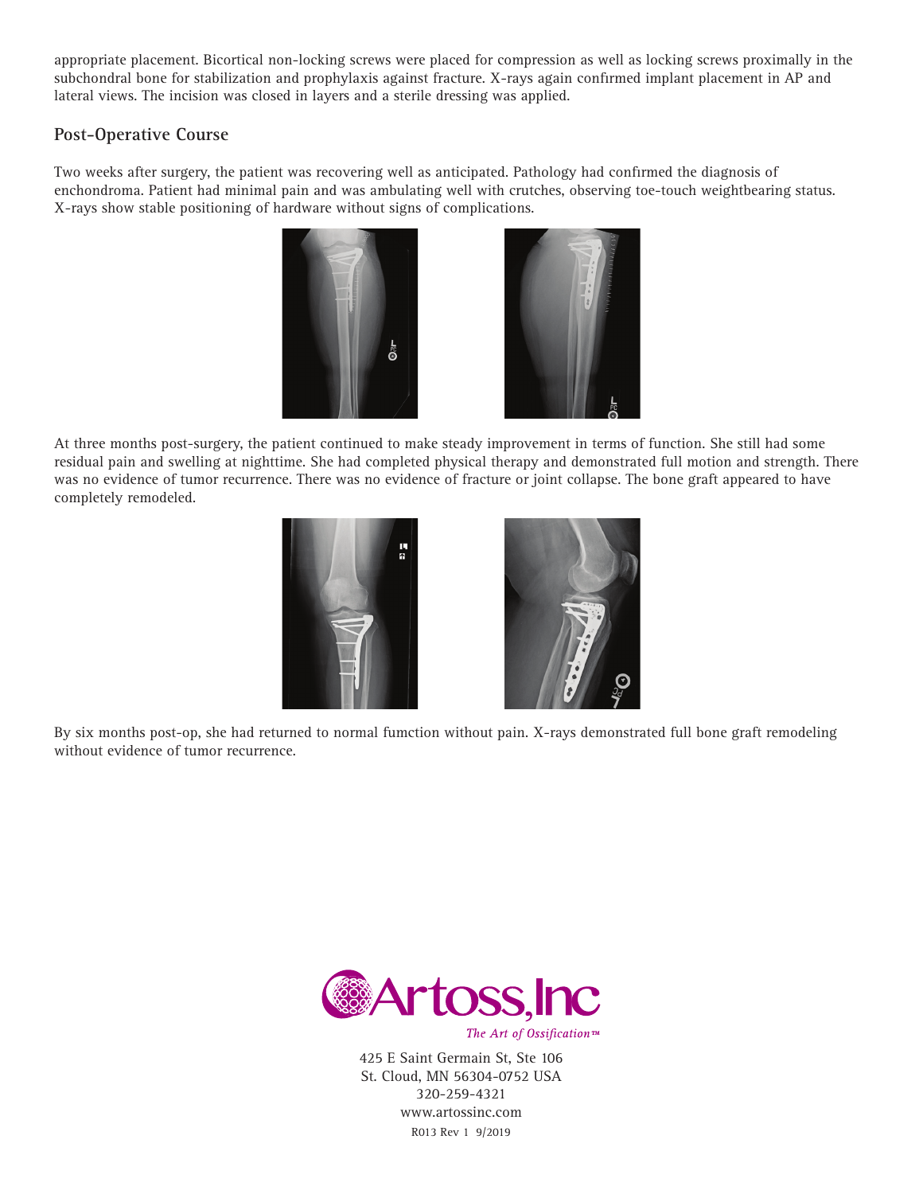appropriate placement. Bicortical non-locking screws were placed for compression as well as locking screws proximally in the subchondral bone for stabilization and prophylaxis against fracture. X-rays again confirmed implant placement in AP and lateral views. The incision was closed in layers and a sterile dressing was applied.

## Post-Operative Course

Two weeks after surgery, the patient was recovering well as anticipated. Pathology had confirmed the diagnosis of enchondroma. Patient had minimal pain and was ambulating well with crutches, observing toe-touch weightbearing status. X-rays show stable positioning of hardware without signs of complications.

At three months post-surgery, the patient continued to make steady improvement in terms of function. She still had some residual pain and swelling at nighttime. She had completed physical therapy and demonstrated full motion and strength. There was no evidence of tumor recurrence. There was no evidence of fracture or joint collapse. The bone graft appeared to have completely remodeled.

By six months post-op, she had returned to normal fumction without pain. X-rays demonstrated full bone graft remodeling without evidence of tumor recurrence.

Artoss, Inc

*The Art of Ossification™*

425 E Saint Germain St, Ste 106
St. Cloud, MN 56304-0752 USA
320-259-4321
www.artossinc.com
R013 Rev 1 9/2019